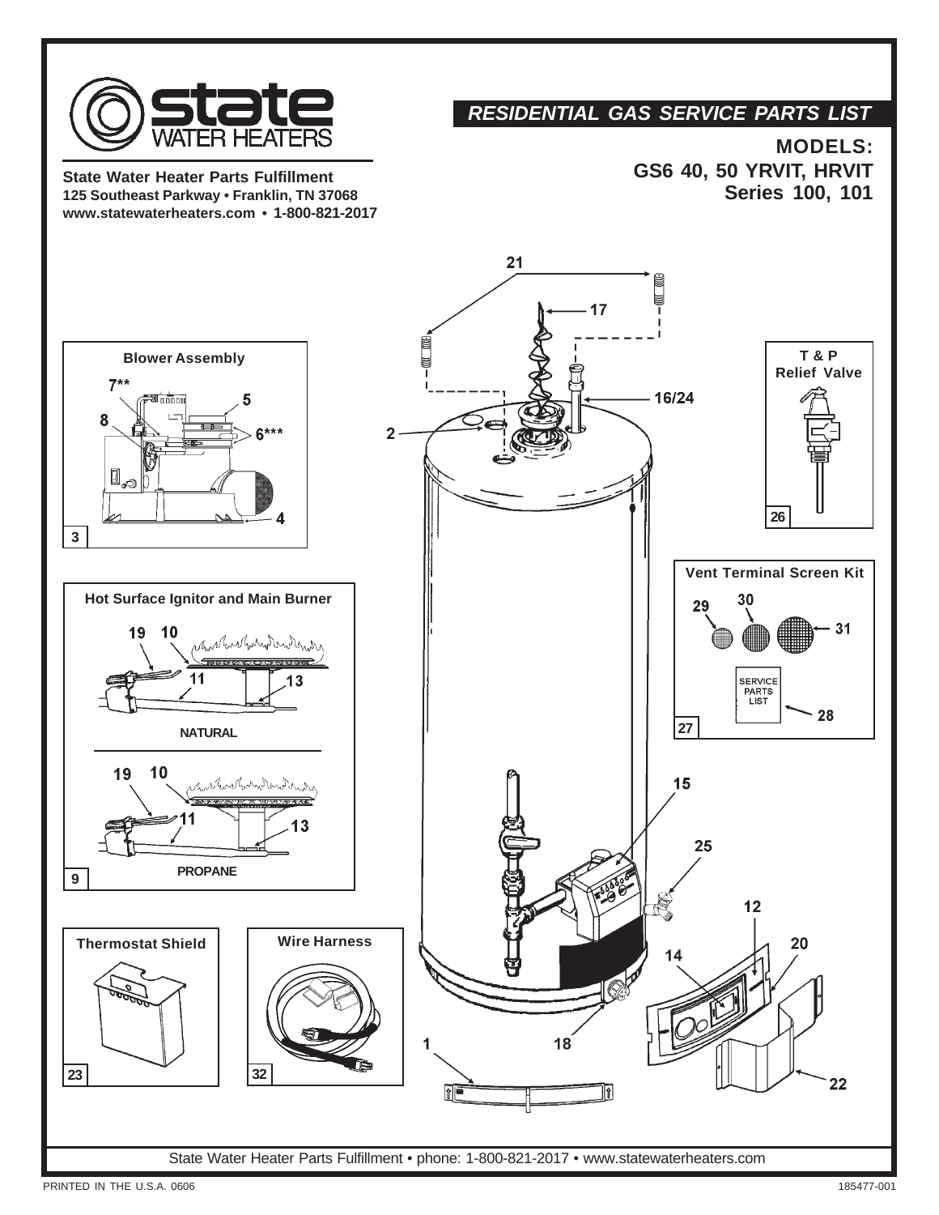# state WATER HEATERS

**State Water Heater Parts Fulfillment**
**125 Southeast Parkway • Franklin, TN 37068**
**www.statewaterheaters.com • 1-800-821-2017**

## *RESIDENTIAL GAS SERVICE PARTS LIST*

**MODELS:**
**GS6 40, 50 YRVIT, HRVIT**
**Series 100, 101**

**Blower Assembly** — 3, 4, 5, 6***, 7**, 8

**T & P Relief Valve** — 26

**Hot Surface Ignitor and Main Burner** — 9

NATURAL — 10, 11, 13, 19

PROPANE — 10, 11, 13, 19

**Vent Terminal Screen Kit** — 27, 28, 29, 30, 31

SERVICE PARTS LIST

**Thermostat Shield** — 23

**Wire Harness** — 32

1, 2, 12, 14, 15, 16/24, 17, 18, 20, 21, 22, 25

State Water Heater Parts Fulfillment • phone: 1-800-821-2017 • www.statewaterheaters.com

PRINTED IN THE U.S.A. 0606

185477-001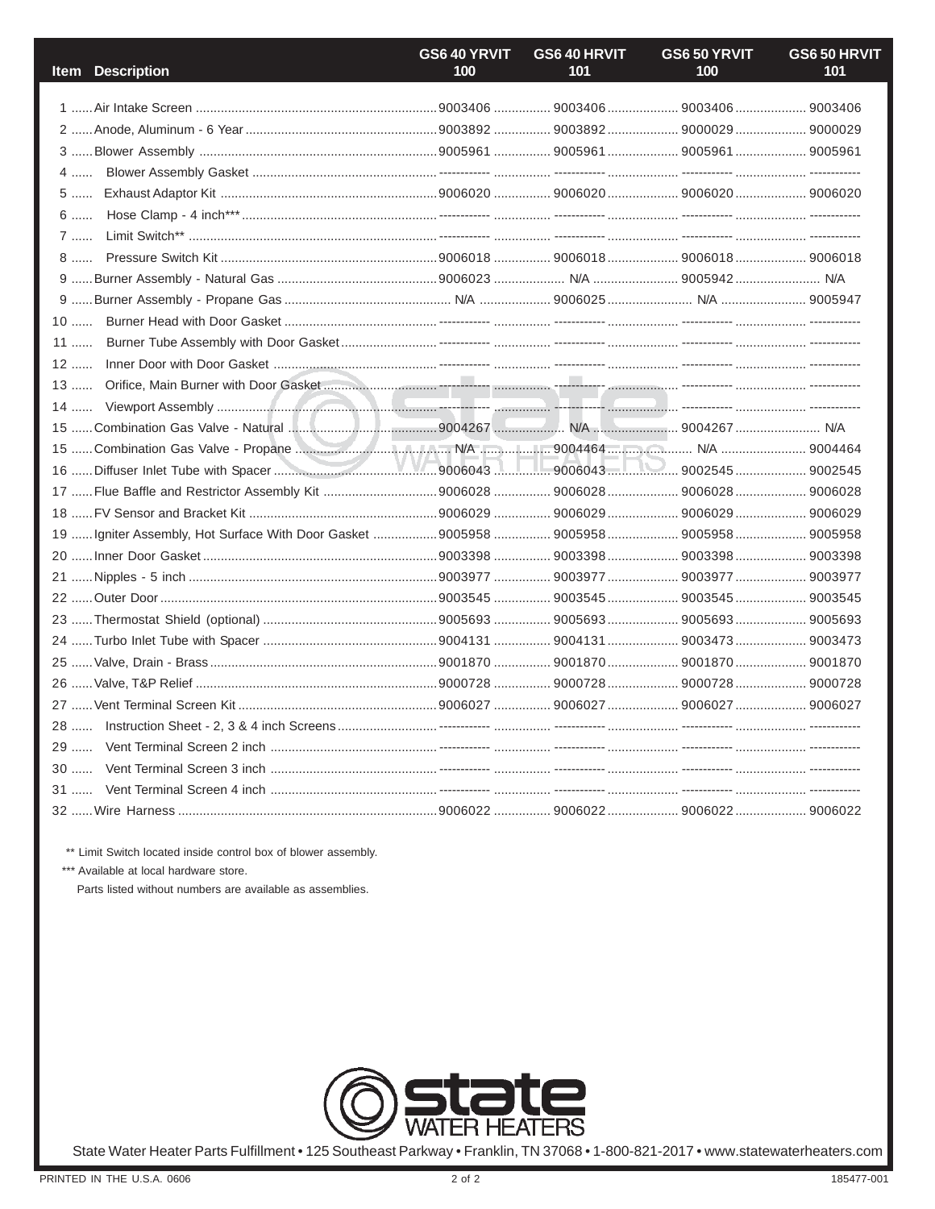| Item | Description | GS6 40 YRVIT 100 | GS6 40 HRVIT 101 | GS6 50 YRVIT 100 | GS6 50 HRVIT 101 |
|---|---|---|---|---|---|
| 1 | Air Intake Screen | 9003406 | 9003406 | 9003406 | 9003406 |
| 2 | Anode, Aluminum - 6 Year | 9003892 | 9003892 | 9000029 | 9000029 |
| 3 | Blower Assembly | 9005961 | 9005961 | 9005961 | 9005961 |
| 4 | Blower Assembly Gasket | ------------ | ------------ | ------------ | ------------ |
| 5 | Exhaust Adaptor Kit | 9006020 | 9006020 | 9006020 | 9006020 |
| 6 | Hose Clamp - 4 inch*** | ------------ | ------------ | ------------ | ------------ |
| 7 | Limit Switch** | ------------ | ------------ | ------------ | ------------ |
| 8 | Pressure Switch Kit | 9006018 | 9006018 | 9006018 | 9006018 |
| 9 | Burner Assembly - Natural Gas | 9006023 | N/A | 9005942 | N/A |
| 9 | Burner Assembly - Propane Gas | N/A | 9006025 | N/A | 9005947 |
| 10 | Burner Head with Door Gasket | ------------ | ------------ | ------------ | ------------ |
| 11 | Burner Tube Assembly with Door Gasket | ------------ | ------------ | ------------ | ------------ |
| 12 | Inner Door with Door Gasket | ------------ | ------------ | ------------ | ------------ |
| 13 | Orifice, Main Burner with Door Gasket | ------------ | ------------ | ------------ | ------------ |
| 14 | Viewport Assembly | ------------ | ------------ | ------------ | ------------ |
| 15 | Combination Gas Valve - Natural | 9004267 | N/A | 9004267 | N/A |
| 15 | Combination Gas Valve - Propane | N/A | 9004464 | N/A | 9004464 |
| 16 | Diffuser Inlet Tube with Spacer | 9006043 | 9006043 | 9002545 | 9002545 |
| 17 | Flue Baffle and Restrictor Assembly Kit | 9006028 | 9006028 | 9006028 | 9006028 |
| 18 | FV Sensor and Bracket Kit | 9006029 | 9006029 | 9006029 | 9006029 |
| 19 | Igniter Assembly, Hot Surface With Door Gasket | 9005958 | 9005958 | 9005958 | 9005958 |
| 20 | Inner Door Gasket | 9003398 | 9003398 | 9003398 | 9003398 |
| 21 | Nipples - 5 inch | 9003977 | 9003977 | 9003977 | 9003977 |
| 22 | Outer Door | 9003545 | 9003545 | 9003545 | 9003545 |
| 23 | Thermostat Shield (optional) | 9005693 | 9005693 | 9005693 | 9005693 |
| 24 | Turbo Inlet Tube with Spacer | 9004131 | 9004131 | 9003473 | 9003473 |
| 25 | Valve, Drain - Brass | 9001870 | 9001870 | 9001870 | 9001870 |
| 26 | Valve, T&P Relief | 9000728 | 9000728 | 9000728 | 9000728 |
| 27 | Vent Terminal Screen Kit | 9006027 | 9006027 | 9006027 | 9006027 |
| 28 | Instruction Sheet - 2, 3 & 4 inch Screens | ------------ | ------------ | ------------ | ------------ |
| 29 | Vent Terminal Screen 2 inch | ------------ | ------------ | ------------ | ------------ |
| 30 | Vent Terminal Screen 3 inch | ------------ | ------------ | ------------ | ------------ |
| 31 | Vent Terminal Screen 4 inch | ------------ | ------------ | ------------ | ------------ |
| 32 | Wire Harness | 9006022 | 9006022 | 9006022 | 9006022 |

** Limit Switch located inside control box of blower assembly.

*** Available at local hardware store.

Parts listed without numbers are available as assemblies.

state WATER HEATERS

State Water Heater Parts Fulfillment • 125 Southeast Parkway • Franklin, TN 37068 • 1-800-821-2017 • www.statewaterheaters.com

PRINTED IN THE U.S.A. 0606

185477-001